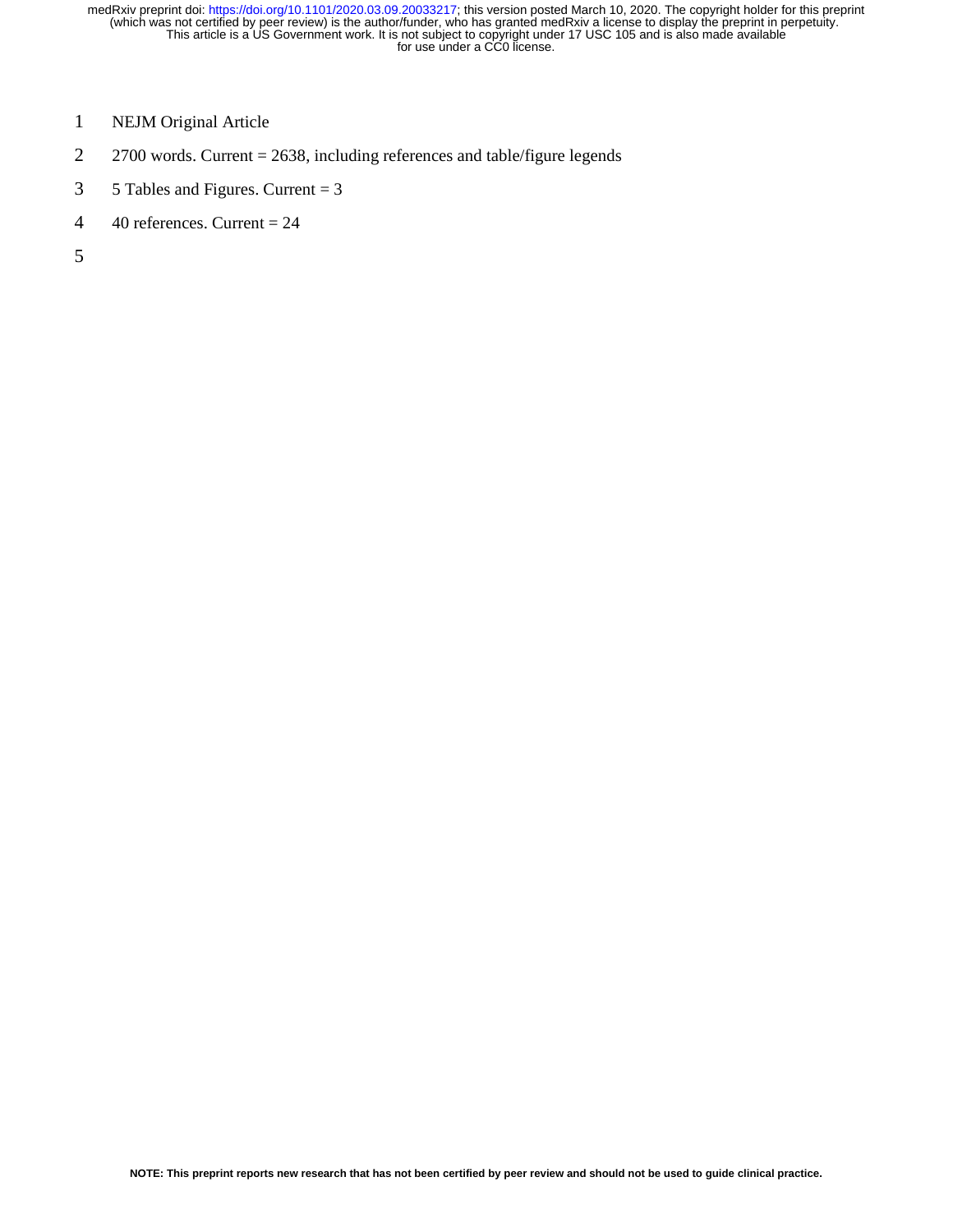NEJM Original Article

2700 words. Current = 2638, including references and table/figure legends

5 Tables and Figures. Current = 3

40 references. Current = 24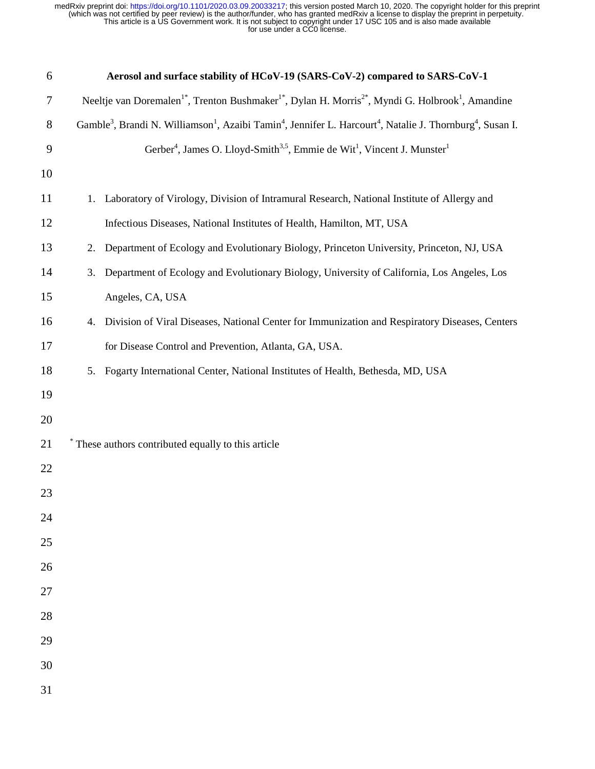# Aerosol and surface stability of HCoV-19 (SARS-CoV-2) compared to SARS-CoV-1

Neeltje van Doremalen[1*], Trenton Bushmaker[1*], Dylan H. Morris[2*], Myndi G. Holbrook[1], Amandine Gamble[3], Brandi N. Williamson[1], Azaibi Tamin[4], Jennifer L. Harcourt[4], Natalie J. Thornburg[4], Susan I. Gerber[4], James O. Lloyd-Smith[3,5], Emmie de Wit[1], Vincent J. Munster[1]

1. Laboratory of Virology, Division of Intramural Research, National Institute of Allergy and Infectious Diseases, National Institutes of Health, Hamilton, MT, USA
2. Department of Ecology and Evolutionary Biology, Princeton University, Princeton, NJ, USA
3. Department of Ecology and Evolutionary Biology, University of California, Los Angeles, Los Angeles, CA, USA
4. Division of Viral Diseases, National Center for Immunization and Respiratory Diseases, Centers for Disease Control and Prevention, Atlanta, GA, USA.
5. Fogarty International Center, National Institutes of Health, Bethesda, MD, USA

[*] These authors contributed equally to this article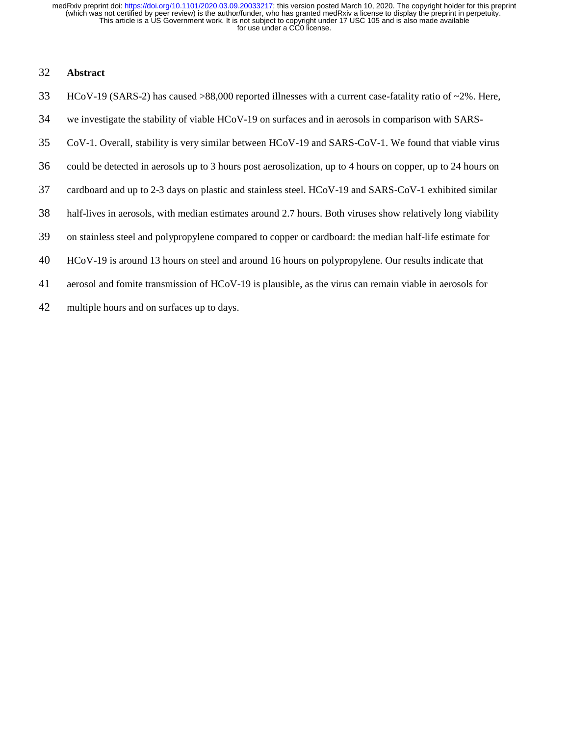## Abstract

HCoV-19 (SARS-2) has caused >88,000 reported illnesses with a current case-fatality ratio of ~2%. Here, we investigate the stability of viable HCoV-19 on surfaces and in aerosols in comparison with SARS-CoV-1. Overall, stability is very similar between HCoV-19 and SARS-CoV-1. We found that viable virus could be detected in aerosols up to 3 hours post aerosolization, up to 4 hours on copper, up to 24 hours on cardboard and up to 2-3 days on plastic and stainless steel. HCoV-19 and SARS-CoV-1 exhibited similar half-lives in aerosols, with median estimates around 2.7 hours. Both viruses show relatively long viability on stainless steel and polypropylene compared to copper or cardboard: the median half-life estimate for HCoV-19 is around 13 hours on steel and around 16 hours on polypropylene. Our results indicate that aerosol and fomite transmission of HCoV-19 is plausible, as the virus can remain viable in aerosols for multiple hours and on surfaces up to days.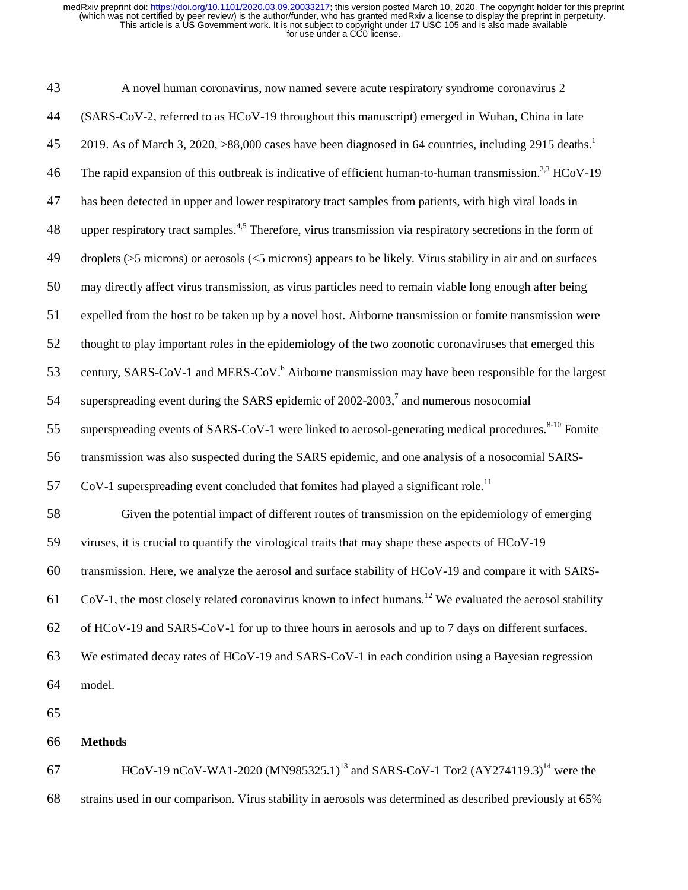A novel human coronavirus, now named severe acute respiratory syndrome coronavirus 2 (SARS-CoV-2, referred to as HCoV-19 throughout this manuscript) emerged in Wuhan, China in late 2019. As of March 3, 2020, >88,000 cases have been diagnosed in 64 countries, including 2915 deaths.[1] The rapid expansion of this outbreak is indicative of efficient human-to-human transmission.[2,3] HCoV-19 has been detected in upper and lower respiratory tract samples from patients, with high viral loads in upper respiratory tract samples.[4,5] Therefore, virus transmission via respiratory secretions in the form of droplets (>5 microns) or aerosols (<5 microns) appears to be likely. Virus stability in air and on surfaces may directly affect virus transmission, as virus particles need to remain viable long enough after being expelled from the host to be taken up by a novel host. Airborne transmission or fomite transmission were thought to play important roles in the epidemiology of the two zoonotic coronaviruses that emerged this century, SARS-CoV-1 and MERS-CoV.[6] Airborne transmission may have been responsible for the largest superspreading event during the SARS epidemic of 2002-2003,[7] and numerous nosocomial superspreading events of SARS-CoV-1 were linked to aerosol-generating medical procedures.[8-10] Fomite transmission was also suspected during the SARS epidemic, and one analysis of a nosocomial SARS-CoV-1 superspreading event concluded that fomites had played a significant role.[11]

Given the potential impact of different routes of transmission on the epidemiology of emerging viruses, it is crucial to quantify the virological traits that may shape these aspects of HCoV-19 transmission. Here, we analyze the aerosol and surface stability of HCoV-19 and compare it with SARS-CoV-1, the most closely related coronavirus known to infect humans.[12] We evaluated the aerosol stability of HCoV-19 and SARS-CoV-1 for up to three hours in aerosols and up to 7 days on different surfaces. We estimated decay rates of HCoV-19 and SARS-CoV-1 in each condition using a Bayesian regression model.

**Methods**

HCoV-19 nCoV-WA1-2020 (MN985325.1)[13] and SARS-CoV-1 Tor2 (AY274119.3)[14] were the strains used in our comparison. Virus stability in aerosols was determined as described previously at 65%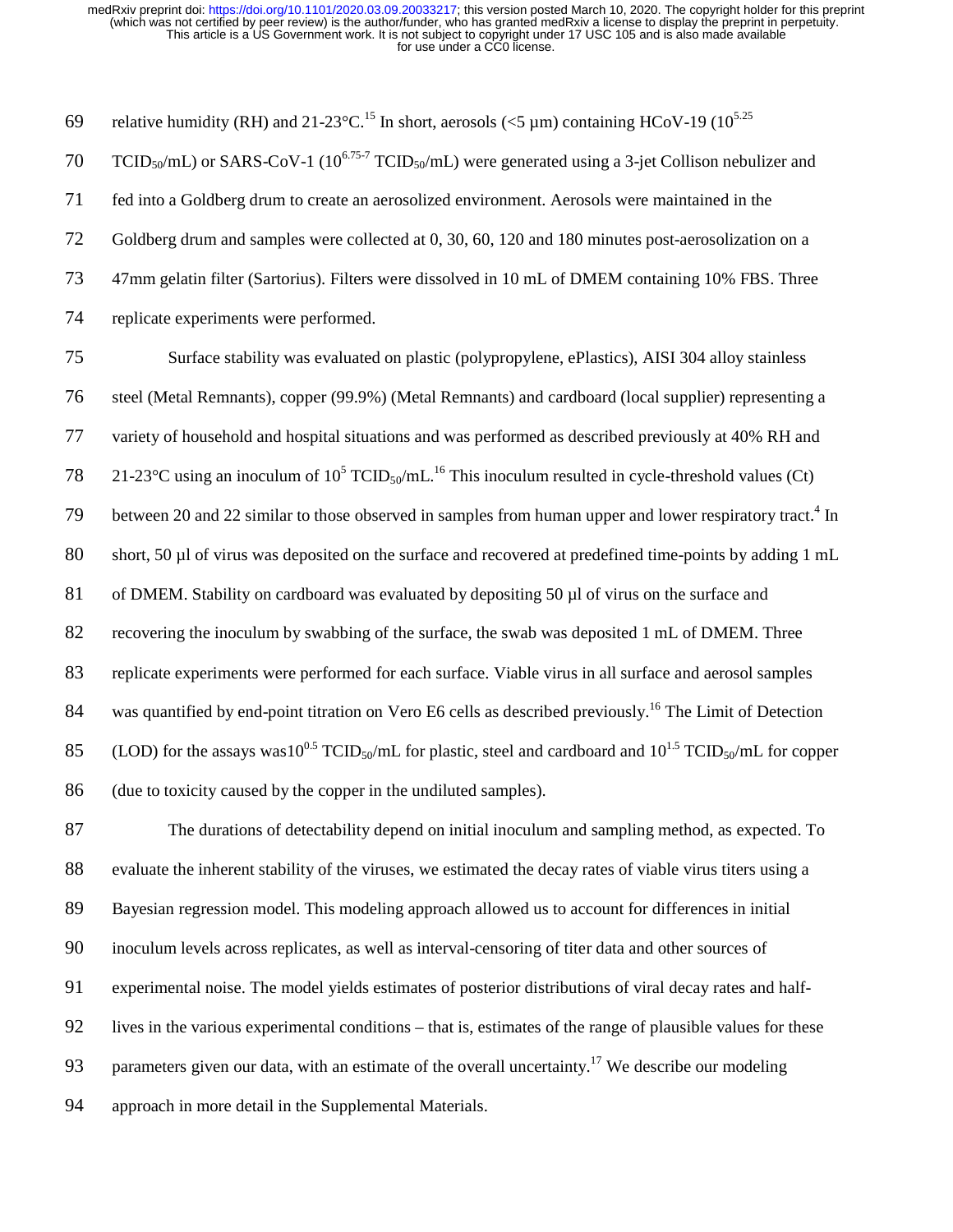relative humidity (RH) and 21-23°C.[15] In short, aerosols (<5 µm) containing HCoV-19 ($10^{5.25}$ $TCID_{50}$/mL) or SARS-CoV-1 ($10^{6.75\text{-}7}$ $TCID_{50}$/mL) were generated using a 3-jet Collison nebulizer and fed into a Goldberg drum to create an aerosolized environment. Aerosols were maintained in the Goldberg drum and samples were collected at 0, 30, 60, 120 and 180 minutes post-aerosolization on a 47mm gelatin filter (Sartorius). Filters were dissolved in 10 mL of DMEM containing 10% FBS. Three replicate experiments were performed.

Surface stability was evaluated on plastic (polypropylene, ePlastics), AISI 304 alloy stainless steel (Metal Remnants), copper (99.9%) (Metal Remnants) and cardboard (local supplier) representing a variety of household and hospital situations and was performed as described previously at 40% RH and 21-23°C using an inoculum of $10^5$ $TCID_{50}$/mL.[16] This inoculum resulted in cycle-threshold values (Ct) between 20 and 22 similar to those observed in samples from human upper and lower respiratory tract.[4] In short, 50 µl of virus was deposited on the surface and recovered at predefined time-points by adding 1 mL of DMEM. Stability on cardboard was evaluated by depositing 50 µl of virus on the surface and recovering the inoculum by swabbing of the surface, the swab was deposited 1 mL of DMEM. Three replicate experiments were performed for each surface. Viable virus in all surface and aerosol samples was quantified by end-point titration on Vero E6 cells as described previously.[16] The Limit of Detection (LOD) for the assays was$10^{0.5}$ $TCID_{50}$/mL for plastic, steel and cardboard and $10^{1.5}$ $TCID_{50}$/mL for copper (due to toxicity caused by the copper in the undiluted samples).

The durations of detectability depend on initial inoculum and sampling method, as expected. To evaluate the inherent stability of the viruses, we estimated the decay rates of viable virus titers using a Bayesian regression model. This modeling approach allowed us to account for differences in initial inoculum levels across replicates, as well as interval-censoring of titer data and other sources of experimental noise. The model yields estimates of posterior distributions of viral decay rates and half-lives in the various experimental conditions – that is, estimates of the range of plausible values for these parameters given our data, with an estimate of the overall uncertainty.[17] We describe our modeling approach in more detail in the Supplemental Materials.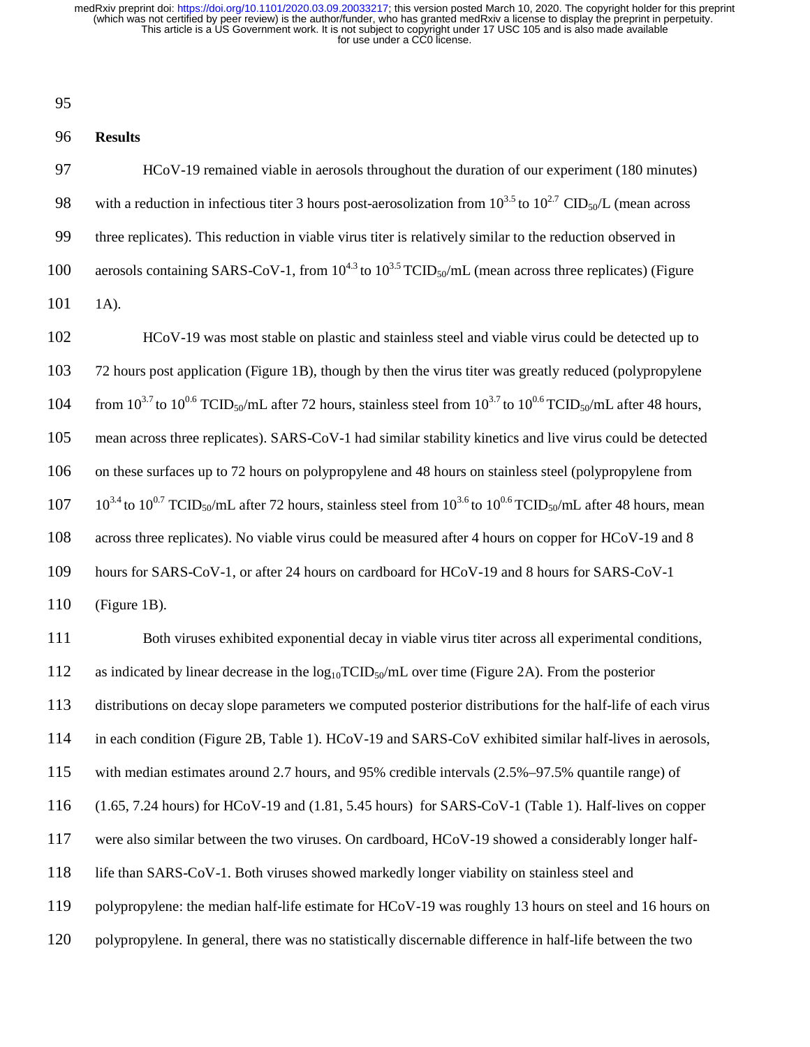## Results

HCoV-19 remained viable in aerosols throughout the duration of our experiment (180 minutes) with a reduction in infectious titer 3 hours post-aerosolization from $10^{3.5}$ to $10^{2.7}$ $CID_{50}$/L (mean across three replicates). This reduction in viable virus titer is relatively similar to the reduction observed in aerosols containing SARS-CoV-1, from $10^{4.3}$ to $10^{3.5}$ $TCID_{50}$/mL (mean across three replicates) (Figure 1A).

HCoV-19 was most stable on plastic and stainless steel and viable virus could be detected up to 72 hours post application (Figure 1B), though by then the virus titer was greatly reduced (polypropylene from $10^{3.7}$ to $10^{0.6}$ $TCID_{50}$/mL after 72 hours, stainless steel from $10^{3.7}$ to $10^{0.6}$ $TCID_{50}$/mL after 48 hours, mean across three replicates). SARS-CoV-1 had similar stability kinetics and live virus could be detected on these surfaces up to 72 hours on polypropylene and 48 hours on stainless steel (polypropylene from $10^{3.4}$ to $10^{0.7}$ $TCID_{50}$/mL after 72 hours, stainless steel from $10^{3.6}$ to $10^{0.6}$ $TCID_{50}$/mL after 48 hours, mean across three replicates). No viable virus could be measured after 4 hours on copper for HCoV-19 and 8 hours for SARS-CoV-1, or after 24 hours on cardboard for HCoV-19 and 8 hours for SARS-CoV-1 (Figure 1B).

Both viruses exhibited exponential decay in viable virus titer across all experimental conditions, as indicated by linear decrease in the $\log_{10}TCID_{50}$/mL over time (Figure 2A). From the posterior distributions on decay slope parameters we computed posterior distributions for the half-life of each virus in each condition (Figure 2B, Table 1). HCoV-19 and SARS-CoV exhibited similar half-lives in aerosols, with median estimates around 2.7 hours, and 95% credible intervals (2.5%–97.5% quantile range) of (1.65, 7.24 hours) for HCoV-19 and (1.81, 5.45 hours) for SARS-CoV-1 (Table 1). Half-lives on copper were also similar between the two viruses. On cardboard, HCoV-19 showed a considerably longer half-life than SARS-CoV-1. Both viruses showed markedly longer viability on stainless steel and polypropylene: the median half-life estimate for HCoV-19 was roughly 13 hours on steel and 16 hours on polypropylene. In general, there was no statistically discernable difference in half-life between the two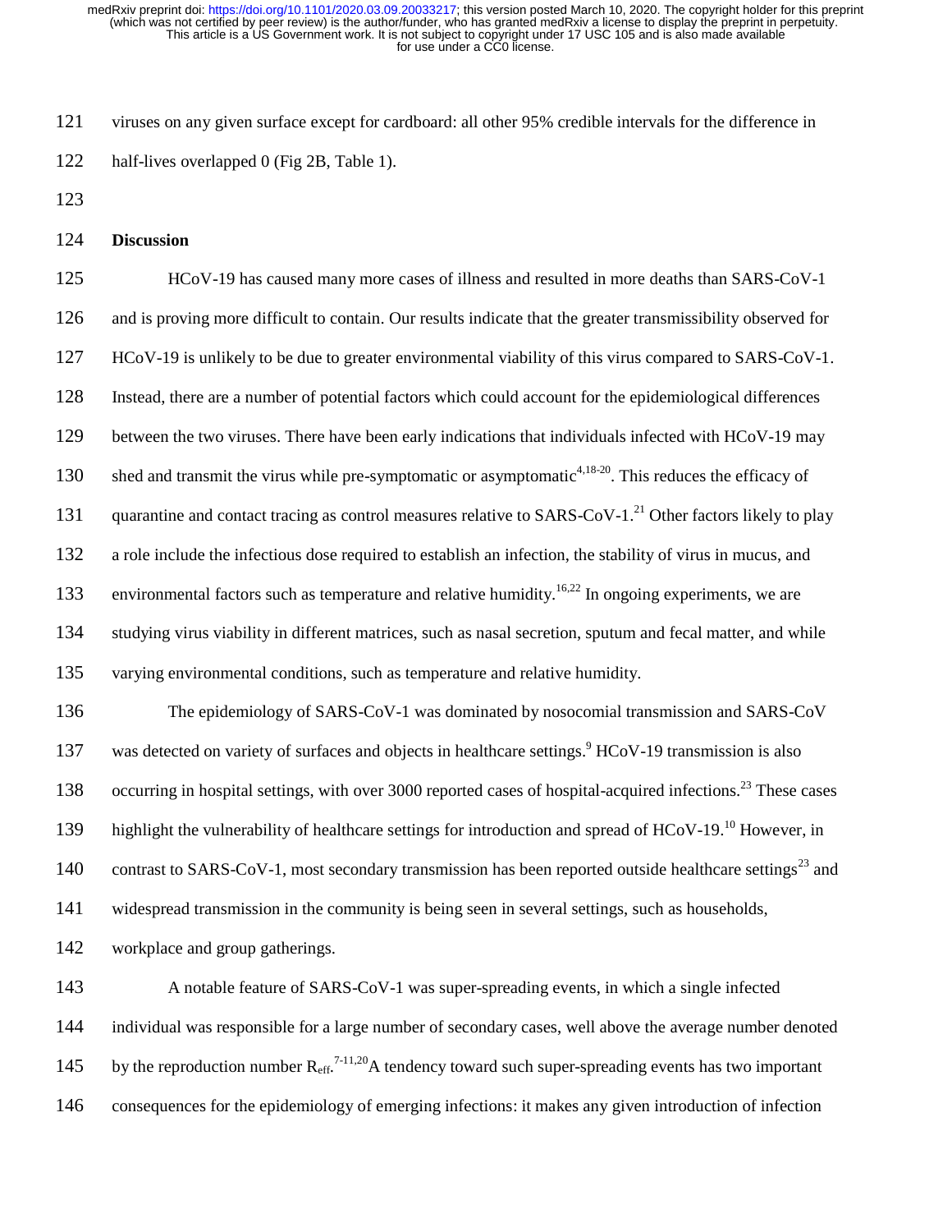viruses on any given surface except for cardboard: all other 95% credible intervals for the difference in half-lives overlapped 0 (Fig 2B, Table 1).

## Discussion

HCoV-19 has caused many more cases of illness and resulted in more deaths than SARS-CoV-1 and is proving more difficult to contain. Our results indicate that the greater transmissibility observed for HCoV-19 is unlikely to be due to greater environmental viability of this virus compared to SARS-CoV-1. Instead, there are a number of potential factors which could account for the epidemiological differences between the two viruses. There have been early indications that individuals infected with HCoV-19 may shed and transmit the virus while pre-symptomatic or asymptomatic[4,18-20]. This reduces the efficacy of quarantine and contact tracing as control measures relative to SARS-CoV-1.[21] Other factors likely to play a role include the infectious dose required to establish an infection, the stability of virus in mucus, and environmental factors such as temperature and relative humidity.[16,22] In ongoing experiments, we are studying virus viability in different matrices, such as nasal secretion, sputum and fecal matter, and while varying environmental conditions, such as temperature and relative humidity.

The epidemiology of SARS-CoV-1 was dominated by nosocomial transmission and SARS-CoV was detected on variety of surfaces and objects in healthcare settings.[9] HCoV-19 transmission is also occurring in hospital settings, with over 3000 reported cases of hospital-acquired infections.[23] These cases highlight the vulnerability of healthcare settings for introduction and spread of HCoV-19.[10] However, in contrast to SARS-CoV-1, most secondary transmission has been reported outside healthcare settings[23] and widespread transmission in the community is being seen in several settings, such as households, workplace and group gatherings.

A notable feature of SARS-CoV-1 was super-spreading events, in which a single infected individual was responsible for a large number of secondary cases, well above the average number denoted by the reproduction number $R_{eff}$.[7-11,20] A tendency toward such super-spreading events has two important consequences for the epidemiology of emerging infections: it makes any given introduction of infection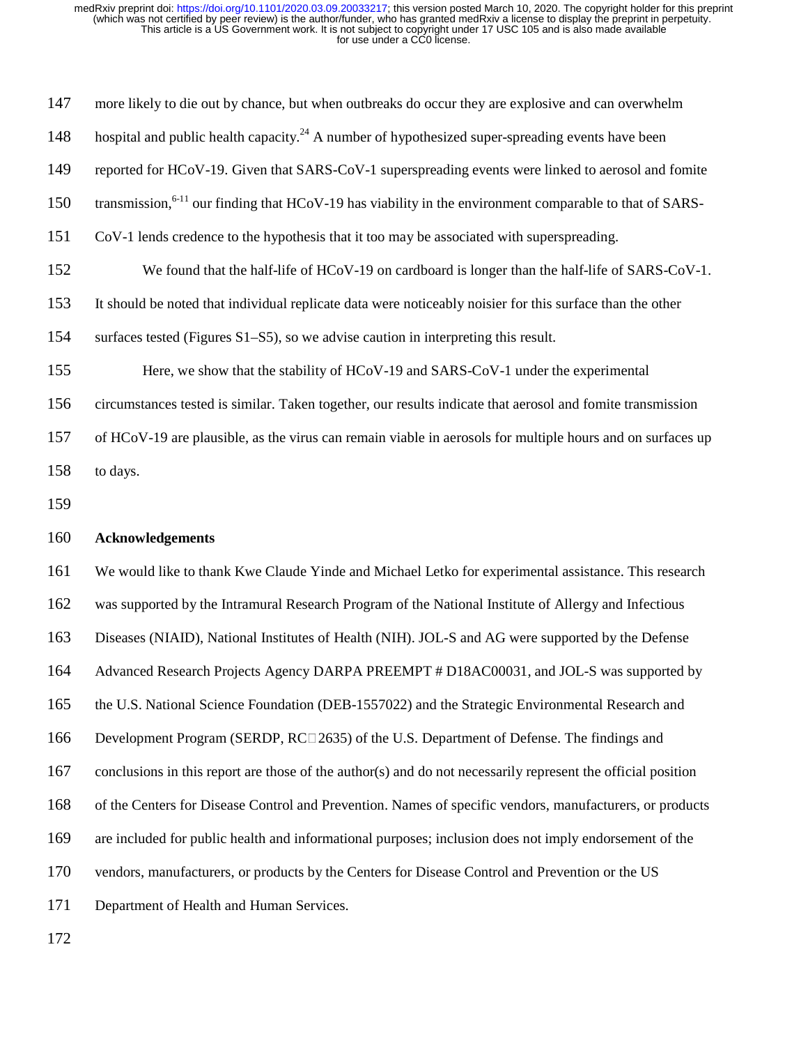more likely to die out by chance, but when outbreaks do occur they are explosive and can overwhelm hospital and public health capacity.[24] A number of hypothesized super-spreading events have been reported for HCoV-19. Given that SARS-CoV-1 superspreading events were linked to aerosol and fomite transmission,[6-11] our finding that HCoV-19 has viability in the environment comparable to that of SARS-CoV-1 lends credence to the hypothesis that it too may be associated with superspreading.

We found that the half-life of HCoV-19 on cardboard is longer than the half-life of SARS-CoV-1. It should be noted that individual replicate data were noticeably noisier for this surface than the other surfaces tested (Figures S1–S5), so we advise caution in interpreting this result.

Here, we show that the stability of HCoV-19 and SARS-CoV-1 under the experimental circumstances tested is similar. Taken together, our results indicate that aerosol and fomite transmission of HCoV-19 are plausible, as the virus can remain viable in aerosols for multiple hours and on surfaces up to days.

## Acknowledgements

We would like to thank Kwe Claude Yinde and Michael Letko for experimental assistance. This research was supported by the Intramural Research Program of the National Institute of Allergy and Infectious Diseases (NIAID), National Institutes of Health (NIH). JOL-S and AG were supported by the Defense Advanced Research Projects Agency DARPA PREEMPT # D18AC00031, and JOL-S was supported by the U.S. National Science Foundation (DEB-1557022) and the Strategic Environmental Research and Development Program (SERDP, RC□2635) of the U.S. Department of Defense. The findings and conclusions in this report are those of the author(s) and do not necessarily represent the official position of the Centers for Disease Control and Prevention. Names of specific vendors, manufacturers, or products are included for public health and informational purposes; inclusion does not imply endorsement of the vendors, manufacturers, or products by the Centers for Disease Control and Prevention or the US Department of Health and Human Services.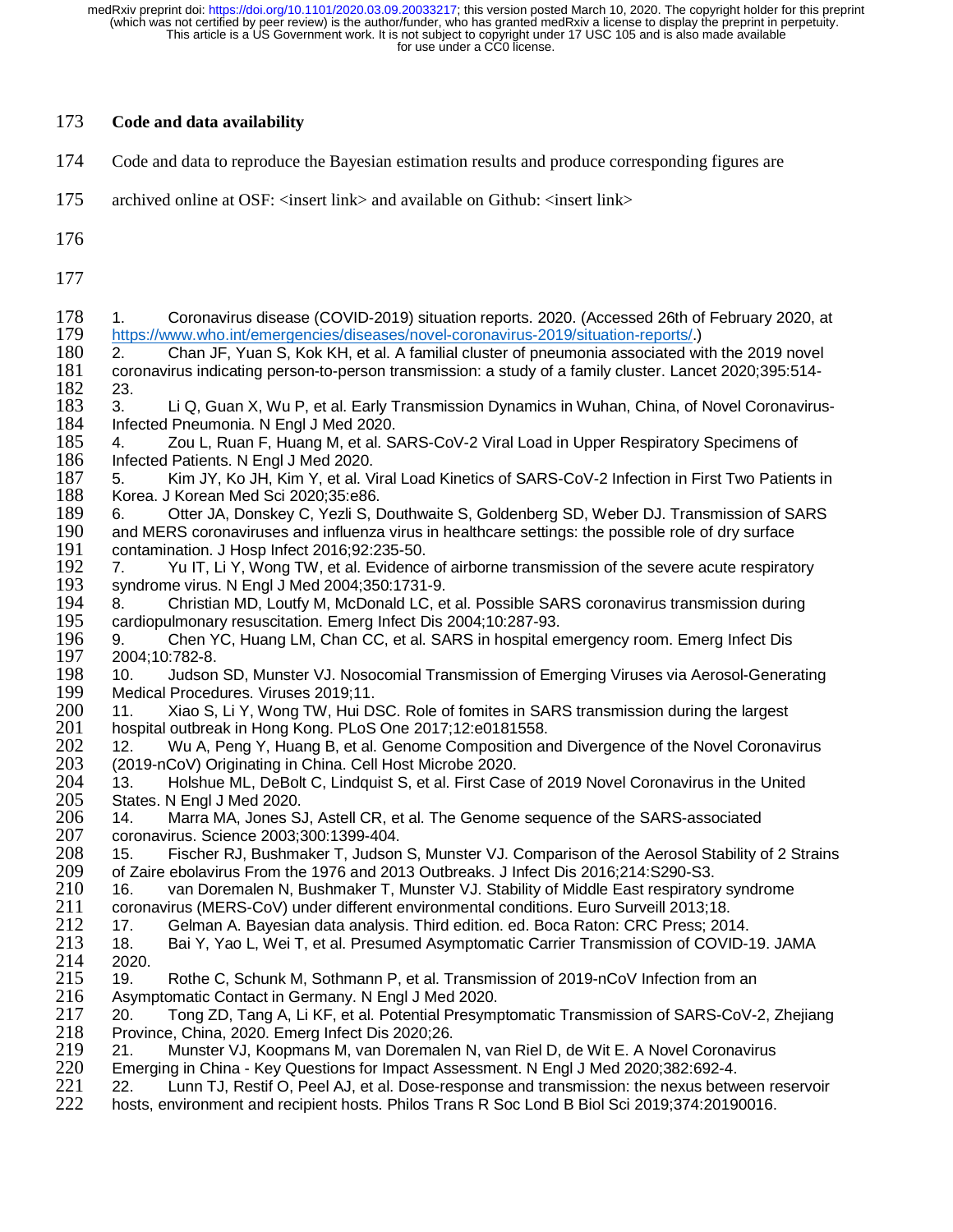## Code and data availability

Code and data to reproduce the Bayesian estimation results and produce corresponding figures are archived online at OSF: <insert link> and available on Github: <insert link>

1. Coronavirus disease (COVID-2019) situation reports. 2020. (Accessed 26th of February 2020, at https://www.who.int/emergencies/diseases/novel-coronavirus-2019/situation-reports/.)
2. Chan JF, Yuan S, Kok KH, et al. A familial cluster of pneumonia associated with the 2019 novel coronavirus indicating person-to-person transmission: a study of a family cluster. Lancet 2020;395:514-23.
3. Li Q, Guan X, Wu P, et al. Early Transmission Dynamics in Wuhan, China, of Novel Coronavirus-Infected Pneumonia. N Engl J Med 2020.
4. Zou L, Ruan F, Huang M, et al. SARS-CoV-2 Viral Load in Upper Respiratory Specimens of Infected Patients. N Engl J Med 2020.
5. Kim JY, Ko JH, Kim Y, et al. Viral Load Kinetics of SARS-CoV-2 Infection in First Two Patients in Korea. J Korean Med Sci 2020;35:e86.
6. Otter JA, Donskey C, Yezli S, Douthwaite S, Goldenberg SD, Weber DJ. Transmission of SARS and MERS coronaviruses and influenza virus in healthcare settings: the possible role of dry surface contamination. J Hosp Infect 2016;92:235-50.
7. Yu IT, Li Y, Wong TW, et al. Evidence of airborne transmission of the severe acute respiratory syndrome virus. N Engl J Med 2004;350:1731-9.
8. Christian MD, Loutfy M, McDonald LC, et al. Possible SARS coronavirus transmission during cardiopulmonary resuscitation. Emerg Infect Dis 2004;10:287-93.
9. Chen YC, Huang LM, Chan CC, et al. SARS in hospital emergency room. Emerg Infect Dis 2004;10:782-8.
10. Judson SD, Munster VJ. Nosocomial Transmission of Emerging Viruses via Aerosol-Generating Medical Procedures. Viruses 2019;11.
11. Xiao S, Li Y, Wong TW, Hui DSC. Role of fomites in SARS transmission during the largest hospital outbreak in Hong Kong. PLoS One 2017;12:e0181558.
12. Wu A, Peng Y, Huang B, et al. Genome Composition and Divergence of the Novel Coronavirus (2019-nCoV) Originating in China. Cell Host Microbe 2020.
13. Holshue ML, DeBolt C, Lindquist S, et al. First Case of 2019 Novel Coronavirus in the United States. N Engl J Med 2020.
14. Marra MA, Jones SJ, Astell CR, et al. The Genome sequence of the SARS-associated coronavirus. Science 2003;300:1399-404.
15. Fischer RJ, Bushmaker T, Judson S, Munster VJ. Comparison of the Aerosol Stability of 2 Strains of Zaire ebolavirus From the 1976 and 2013 Outbreaks. J Infect Dis 2016;214:S290-S3.
16. van Doremalen N, Bushmaker T, Munster VJ. Stability of Middle East respiratory syndrome coronavirus (MERS-CoV) under different environmental conditions. Euro Surveill 2013;18.
17. Gelman A. Bayesian data analysis. Third edition. ed. Boca Raton: CRC Press; 2014.
18. Bai Y, Yao L, Wei T, et al. Presumed Asymptomatic Carrier Transmission of COVID-19. JAMA 2020.
19. Rothe C, Schunk M, Sothmann P, et al. Transmission of 2019-nCoV Infection from an Asymptomatic Contact in Germany. N Engl J Med 2020.
20. Tong ZD, Tang A, Li KF, et al. Potential Presymptomatic Transmission of SARS-CoV-2, Zhejiang Province, China, 2020. Emerg Infect Dis 2020;26.
21. Munster VJ, Koopmans M, van Doremalen N, van Riel D, de Wit E. A Novel Coronavirus Emerging in China - Key Questions for Impact Assessment. N Engl J Med 2020;382:692-4.
22. Lunn TJ, Restif O, Peel AJ, et al. Dose-response and transmission: the nexus between reservoir hosts, environment and recipient hosts. Philos Trans R Soc Lond B Biol Sci 2019;374:20190016.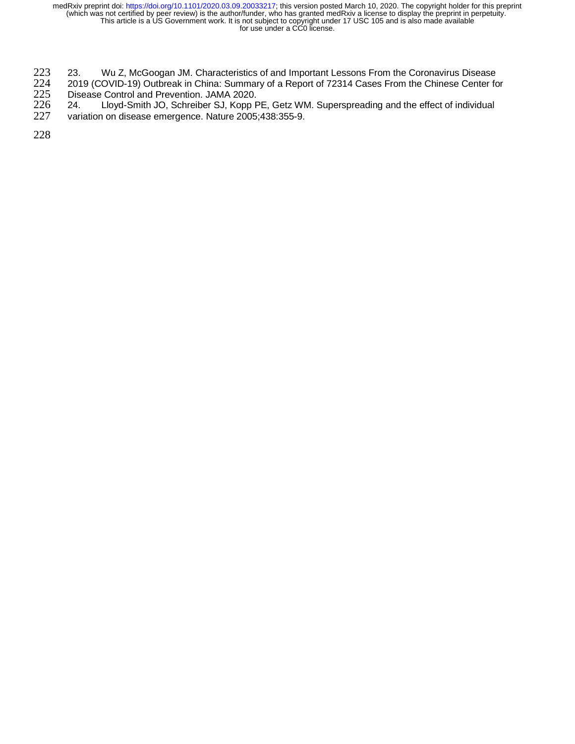23. Wu Z, McGoogan JM. Characteristics of and Important Lessons From the Coronavirus Disease 2019 (COVID-19) Outbreak in China: Summary of a Report of 72314 Cases From the Chinese Center for Disease Control and Prevention. JAMA 2020.

24. Lloyd-Smith JO, Schreiber SJ, Kopp PE, Getz WM. Superspreading and the effect of individual variation on disease emergence. Nature 2005;438:355-9.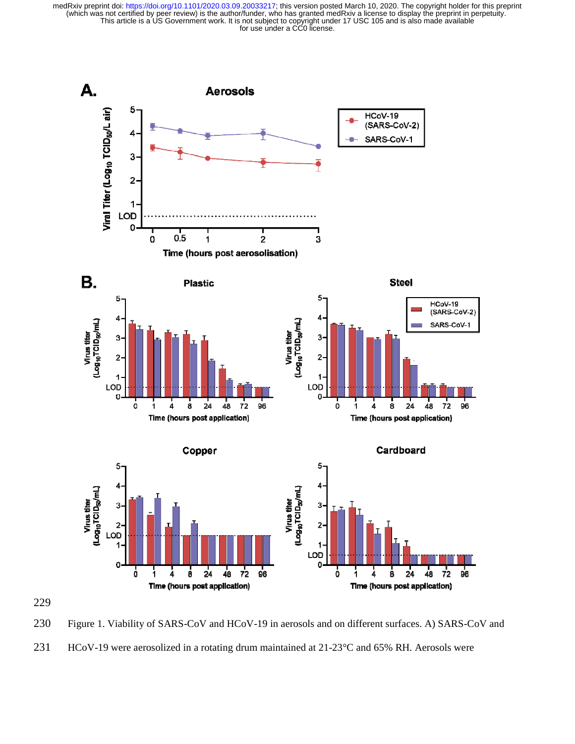Figure 1. Viability of SARS-CoV and HCoV-19 in aerosols and on different surfaces. A) SARS-CoV and HCoV-19 were aerosolized in a rotating drum maintained at 21-23°C and 65% RH. Aerosols were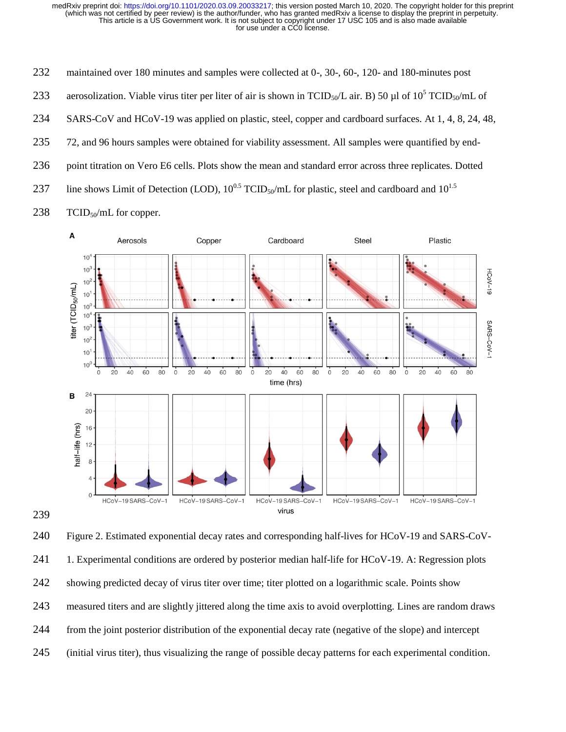maintained over 180 minutes and samples were collected at 0-, 30-, 60-, 120- and 180-minutes post aerosolization. Viable virus titer per liter of air is shown in $TCID_{50}$/L air. B) 50 µl of $10^5$ $TCID_{50}$/mL of SARS-CoV and HCoV-19 was applied on plastic, steel, copper and cardboard surfaces. At 1, 4, 8, 24, 48, 72, and 96 hours samples were obtained for viability assessment. All samples were quantified by end-point titration on Vero E6 cells. Plots show the mean and standard error across three replicates. Dotted line shows Limit of Detection (LOD), $10^{0.5}$ $TCID_{50}$/mL for plastic, steel and cardboard and $10^{1.5}$ $TCID_{50}$/mL for copper.

Figure 2. Estimated exponential decay rates and corresponding half-lives for HCoV-19 and SARS-CoV-1. Experimental conditions are ordered by posterior median half-life for HCoV-19. A: Regression plots showing predicted decay of virus titer over time; titer plotted on a logarithmic scale. Points show measured titers and are slightly jittered along the time axis to avoid overplotting. Lines are random draws from the joint posterior distribution of the exponential decay rate (negative of the slope) and intercept (initial virus titer), thus visualizing the range of possible decay patterns for each experimental condition.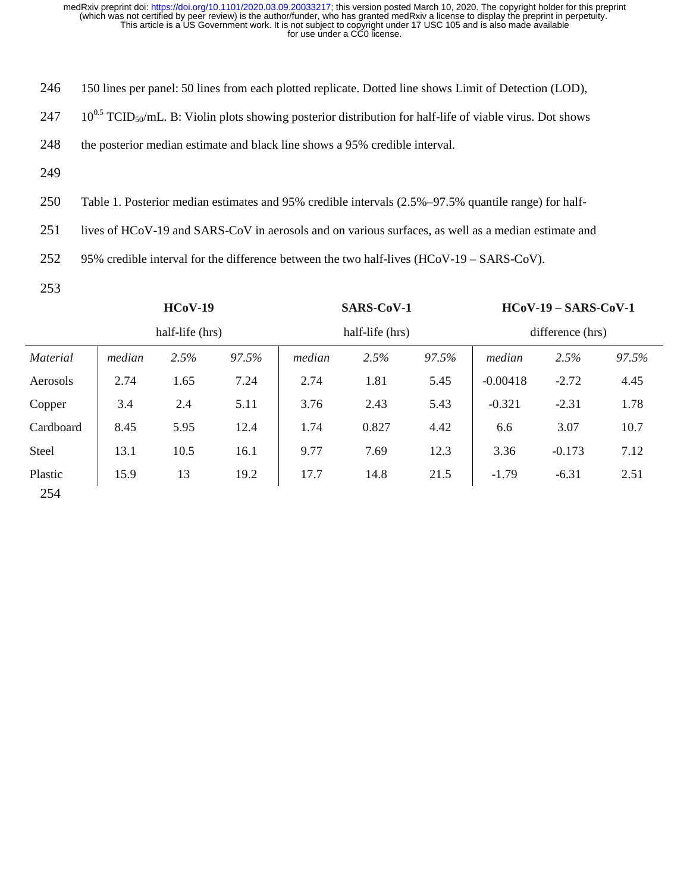150 lines per panel: 50 lines from each plotted replicate. Dotted line shows Limit of Detection (LOD), $10^{0.5}$ $TCID_{50}$/mL. B: Violin plots showing posterior distribution for half-life of viable virus. Dot shows the posterior median estimate and black line shows a 95% credible interval.

Table 1. Posterior median estimates and 95% credible intervals (2.5%–97.5% quantile range) for half-lives of HCoV-19 and SARS-CoV in aerosols and on various surfaces, as well as a median estimate and 95% credible interval for the difference between the two half-lives (HCoV-19 – SARS-CoV).

| | **HCoV-19** half-life (hrs) | | | **SARS-CoV-1** half-life (hrs) | | | **HCoV-19 – SARS-CoV-1** difference (hrs) | | |
|---|---|---|---|---|---|---|---|---|---|
| *Material* | *median* | *2.5%* | *97.5%* | *median* | *2.5%* | *97.5%* | *median* | *2.5%* | *97.5%* |
| Aerosols | 2.74 | 1.65 | 7.24 | 2.74 | 1.81 | 5.45 | -0.00418 | -2.72 | 4.45 |
| Copper | 3.4 | 2.4 | 5.11 | 3.76 | 2.43 | 5.43 | -0.321 | -2.31 | 1.78 |
| Cardboard | 8.45 | 5.95 | 12.4 | 1.74 | 0.827 | 4.42 | 6.6 | 3.07 | 10.7 |
| Steel | 13.1 | 10.5 | 16.1 | 9.77 | 7.69 | 12.3 | 3.36 | -0.173 | 7.12 |
| Plastic | 15.9 | 13 | 19.2 | 17.7 | 14.8 | 21.5 | -1.79 | -6.31 | 2.51 |